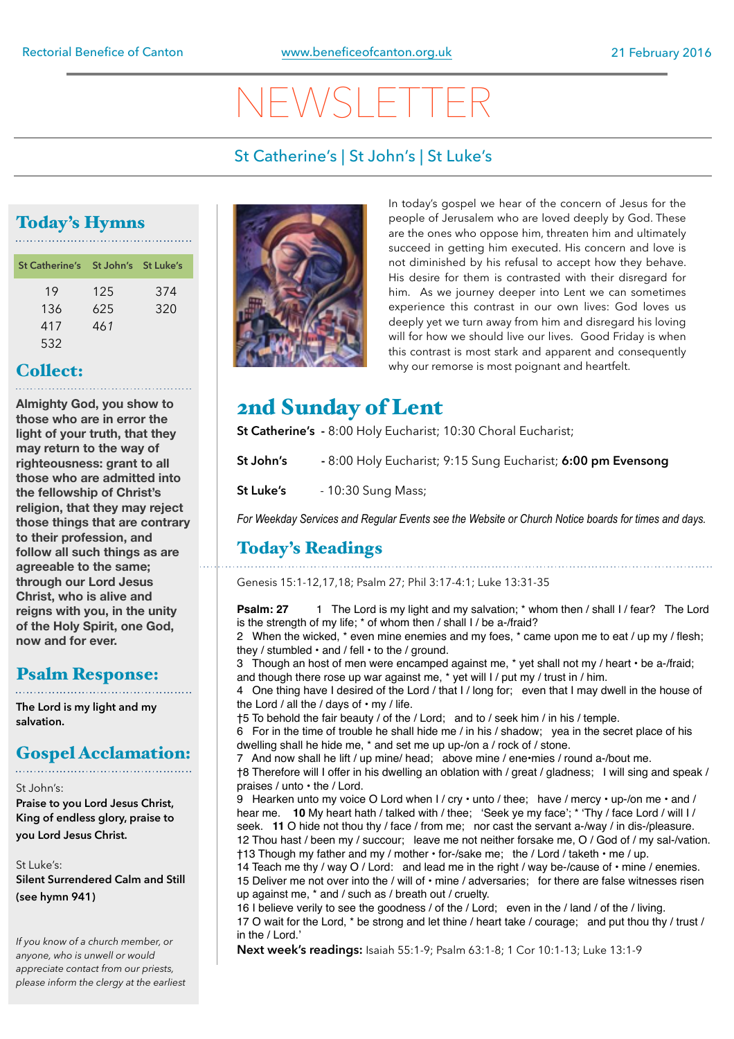Rectorial Benefice of Canton www.beneficeofcanton.org.uk 21 February 2016

# NEWSLETTER

St Catherine's | St John's | St Luke's

## Today's Hymns

| St Catherine's | St John's | St Luke's |
|---|---|---|
| 19 | 125 | 374 |
| 136 | 625 | 320 |
| 417 | 461 | |
| 532 | | |

## Collect:

**Almighty God, you show to those who are in error the light of your truth, that they may return to the way of righteousness: grant to all those who are admitted into the fellowship of Christ's religion, that they may reject those things that are contrary to their profession, and follow all such things as are agreeable to the same; through our Lord Jesus Christ, who is alive and reigns with you, in the unity of the Holy Spirit, one God, now and for ever.**

## Psalm Response:

**The Lord is my light and my salvation.**

## Gospel Acclamation:

St John's:
**Praise to you Lord Jesus Christ, King of endless glory, praise to you Lord Jesus Christ.**

St Luke's:
**Silent Surrendered Calm and Still (see hymn 941)**

*If you know of a church member, or anyone, who is unwell or would appreciate contact from our priests, please inform the clergy at the earliest*

In today's gospel we hear of the concern of Jesus for the people of Jerusalem who are loved deeply by God. These are the ones who oppose him, threaten him and ultimately succeed in getting him executed. His concern and love is not diminished by his refusal to accept how they behave. His desire for them is contrasted with their disregard for him. As we journey deeper into Lent we can sometimes experience this contrast in our own lives: God loves us deeply yet we turn away from him and disregard his loving will for how we should live our lives. Good Friday is when this contrast is most stark and apparent and consequently why our remorse is most poignant and heartfelt.

## 2nd Sunday of Lent

**St Catherine's** - 8:00 Holy Eucharist; 10:30 Choral Eucharist;

**St John's** - 8:00 Holy Eucharist; 9:15 Sung Eucharist; **6:00 pm Evensong**

**St Luke's** - 10:30 Sung Mass;

*For Weekday Services and Regular Events see the Website or Church Notice boards for times and days.*

## Today's Readings

Genesis 15:1-12,17,18; Psalm 27; Phil 3:17-4:1; Luke 13:31-35

**Psalm: 27** 1 The Lord is my light and my salvation; * whom then / shall I / fear? The Lord is the strength of my life; * of whom then / shall I / be a-/fraid?
2 When the wicked, * even mine enemies and my foes, * came upon me to eat / up my / flesh; they / stumbled • and / fell • to the / ground.
3 Though an host of men were encamped against me, * yet shall not my / heart • be a-/fraid; and though there rose up war against me, * yet will I / put my / trust in / him.
4 One thing have I desired of the Lord / that I / long for; even that I may dwell in the house of the Lord / all the / days of • my / life.
†5 To behold the fair beauty / of the / Lord; and to / seek him / in his / temple.
6 For in the time of trouble he shall hide me / in his / shadow; yea in the secret place of his dwelling shall he hide me, * and set me up up-/on a / rock of / stone.
7 And now shall he lift / up mine/ head; above mine / ene•mies / round a-/bout me.
†8 Therefore will I offer in his dwelling an oblation with / great / gladness; I will sing and speak / praises / unto • the / Lord.
9 Hearken unto my voice O Lord when I / cry • unto / thee; have / mercy • up-/on me • and / hear me. **10** My heart hath / talked with / thee; 'Seek ye my face'; * 'Thy / face Lord / will I / seek. **11** O hide not thou thy / face / from me; nor cast the servant a-/way / in dis-/pleasure.
12 Thou hast / been my / succour; leave me not neither forsake me, O / God of / my sal-/vation.
†13 Though my father and my / mother • for-/sake me; the / Lord / taketh • me / up.
14 Teach me thy / way O / Lord: and lead me in the right / way be-/cause of • mine / enemies.
15 Deliver me not over into the / will of • mine / adversaries; for there are false witnesses risen up against me, * and / such as / breath out / cruelty.
16 I believe verily to see the goodness / of the / Lord; even in the / land / of the / living.
17 O wait for the Lord, * be strong and let thine / heart take / courage; and put thou thy / trust / in the / Lord.'

**Next week's readings:** Isaiah 55:1-9; Psalm 63:1-8; 1 Cor 10:1-13; Luke 13:1-9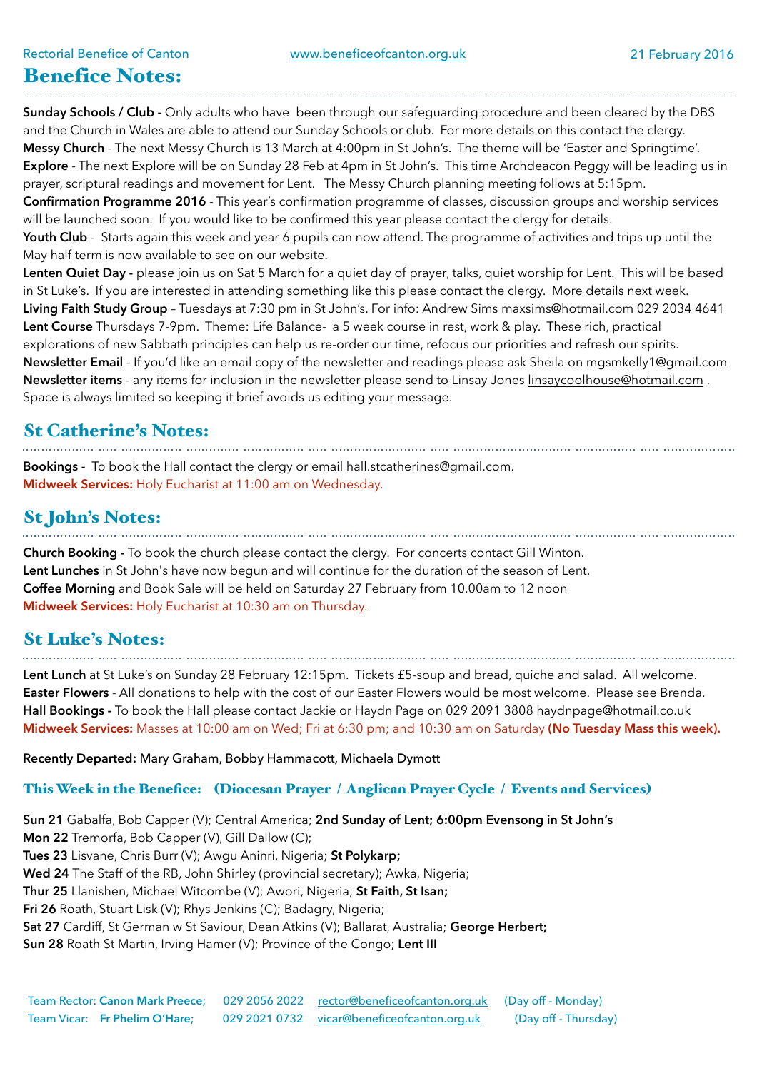Rectorial Benefice of Canton www.beneficeofcanton.org.uk 21 February 2016

# Benefice Notes:

**Sunday Schools / Club -** Only adults who have been through our safeguarding procedure and been cleared by the DBS and the Church in Wales are able to attend our Sunday Schools or club. For more details on this contact the clergy.
**Messy Church** - The next Messy Church is 13 March at 4:00pm in St John's. The theme will be 'Easter and Springtime'.
**Explore** - The next Explore will be on Sunday 28 Feb at 4pm in St John's. This time Archdeacon Peggy will be leading us in prayer, scriptural readings and movement for Lent. The Messy Church planning meeting follows at 5:15pm.
**Confirmation Programme 2016** - This year's confirmation programme of classes, discussion groups and worship services will be launched soon. If you would like to be confirmed this year please contact the clergy for details.
**Youth Club** - Starts again this week and year 6 pupils can now attend. The programme of activities and trips up until the May half term is now available to see on our website.
**Lenten Quiet Day -** please join us on Sat 5 March for a quiet day of prayer, talks, quiet worship for Lent. This will be based in St Luke's. If you are interested in attending something like this please contact the clergy. More details next week.
**Living Faith Study Group** – Tuesdays at 7:30 pm in St John's. For info: Andrew Sims maxsims@hotmail.com 029 2034 4641
**Lent Course** Thursdays 7-9pm. Theme: Life Balance- a 5 week course in rest, work & play. These rich, practical explorations of new Sabbath principles can help us re-order our time, refocus our priorities and refresh our spirits.
**Newsletter Email** - If you'd like an email copy of the newsletter and readings please ask Sheila on mgsmkelly1@gmail.com
**Newsletter items** - any items for inclusion in the newsletter please send to Linsay Jones linsaycoolhouse@hotmail.com . Space is always limited so keeping it brief avoids us editing your message.

## St Catherine's Notes:

**Bookings -** To book the Hall contact the clergy or email hall.stcatherines@gmail.com.
**Midweek Services:** Holy Eucharist at 11:00 am on Wednesday.

## St John's Notes:

**Church Booking -** To book the church please contact the clergy. For concerts contact Gill Winton.
**Lent Lunches** in St John's have now begun and will continue for the duration of the season of Lent.
**Coffee Morning** and Book Sale will be held on Saturday 27 February from 10.00am to 12 noon
**Midweek Services:** Holy Eucharist at 10:30 am on Thursday.

## St Luke's Notes:

**Lent Lunch** at St Luke's on Sunday 28 February 12:15pm. Tickets £5-soup and bread, quiche and salad. All welcome.
**Easter Flowers** - All donations to help with the cost of our Easter Flowers would be most welcome. Please see Brenda.
**Hall Bookings -** To book the Hall please contact Jackie or Haydn Page on 029 2091 3808 haydnpage@hotmail.co.uk
**Midweek Services:** Masses at 10:00 am on Wed; Fri at 6:30 pm; and 10:30 am on Saturday **(No Tuesday Mass this week).**

**Recently Departed:** Mary Graham, Bobby Hammacott, Michaela Dymott

### This Week in the Benefice: (Diocesan Prayer / Anglican Prayer Cycle / Events and Services)

**Sun 21** Gabalfa, Bob Capper (V); Central America; **2nd Sunday of Lent; 6:00pm Evensong in St John's**
**Mon 22** Tremorfa, Bob Capper (V), Gill Dallow (C);
**Tues 23** Lisvane, Chris Burr (V); Awgu Aninri, Nigeria; **St Polykarp;**
**Wed 24** The Staff of the RB, John Shirley (provincial secretary); Awka, Nigeria;
**Thur 25** Llanishen, Michael Witcombe (V); Awori, Nigeria; **St Faith, St Isan;**
**Fri 26** Roath, Stuart Lisk (V); Rhys Jenkins (C); Badagry, Nigeria;
**Sat 27** Cardiff, St German w St Saviour, Dean Atkins (V); Ballarat, Australia; **George Herbert;**
**Sun 28** Roath St Martin, Irving Hamer (V); Province of the Congo; **Lent III**

Team Rector: **Canon Mark Preece;** 029 2056 2022 rector@beneficeofcanton.org.uk (Day off - Monday)
Team Vicar: **Fr Phelim O'Hare;** 029 2021 0732 vicar@beneficeofcanton.org.uk (Day off - Thursday)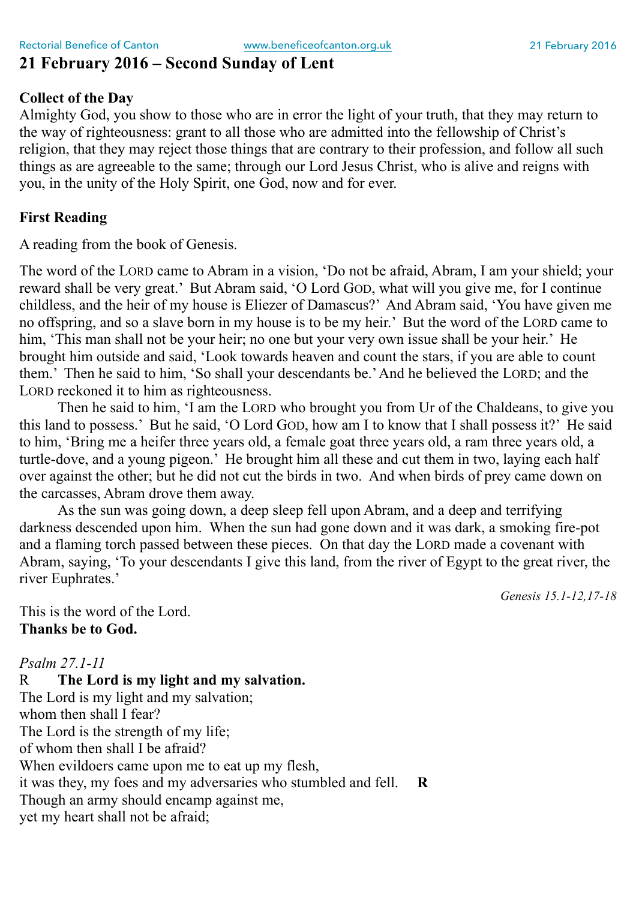# 21 February 2016 – Second Sunday of Lent

**Collect of the Day**

Almighty God, you show to those who are in error the light of your truth, that they may return to the way of righteousness: grant to all those who are admitted into the fellowship of Christ's religion, that they may reject those things that are contrary to their profession, and follow all such things as are agreeable to the same; through our Lord Jesus Christ, who is alive and reigns with you, in the unity of the Holy Spirit, one God, now and for ever.

**First Reading**

A reading from the book of Genesis.

The word of the LORD came to Abram in a vision, 'Do not be afraid, Abram, I am your shield; your reward shall be very great.' But Abram said, 'O Lord GOD, what will you give me, for I continue childless, and the heir of my house is Eliezer of Damascus?' And Abram said, 'You have given me no offspring, and so a slave born in my house is to be my heir.' But the word of the LORD came to him, 'This man shall not be your heir; no one but your very own issue shall be your heir.' He brought him outside and said, 'Look towards heaven and count the stars, if you are able to count them.' Then he said to him, 'So shall your descendants be.' And he believed the LORD; and the LORD reckoned it to him as righteousness.

Then he said to him, 'I am the LORD who brought you from Ur of the Chaldeans, to give you this land to possess.' But he said, 'O Lord GOD, how am I to know that I shall possess it?' He said to him, 'Bring me a heifer three years old, a female goat three years old, a ram three years old, a turtle-dove, and a young pigeon.' He brought him all these and cut them in two, laying each half over against the other; but he did not cut the birds in two. And when birds of prey came down on the carcasses, Abram drove them away.

As the sun was going down, a deep sleep fell upon Abram, and a deep and terrifying darkness descended upon him. When the sun had gone down and it was dark, a smoking fire-pot and a flaming torch passed between these pieces. On that day the LORD made a covenant with Abram, saying, 'To your descendants I give this land, from the river of Egypt to the great river, the river Euphrates.'

*Genesis 15.1-12,17-18*

This is the word of the Lord.
**Thanks be to God.**

*Psalm 27.1-11*

R **The Lord is my light and my salvation.**

The Lord is my light and my salvation;
whom then shall I fear?
The Lord is the strength of my life;
of whom then shall I be afraid?
When evildoers came upon me to eat up my flesh,
it was they, my foes and my adversaries who stumbled and fell. **R**

Though an army should encamp against me,
yet my heart shall not be afraid;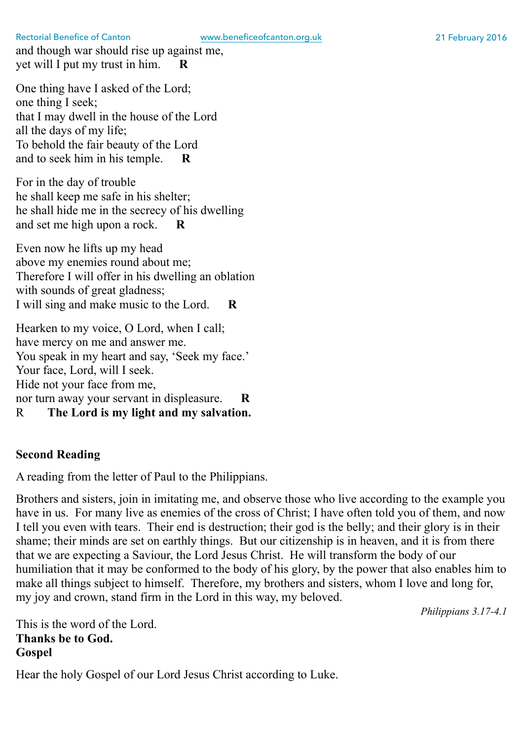and though war should rise up against me,
yet will I put my trust in him. **R**

One thing have I asked of the Lord;
one thing I seek;
that I may dwell in the house of the Lord
all the days of my life;
To behold the fair beauty of the Lord
and to seek him in his temple. **R**

For in the day of trouble
he shall keep me safe in his shelter;
he shall hide me in the secrecy of his dwelling
and set me high upon a rock. **R**

Even now he lifts up my head
above my enemies round about me;
Therefore I will offer in his dwelling an oblation
with sounds of great gladness;
I will sing and make music to the Lord. **R**

Hearken to my voice, O Lord, when I call;
have mercy on me and answer me.
You speak in my heart and say, 'Seek my face.'
Your face, Lord, will I seek.
Hide not your face from me,
nor turn away your servant in displeasure. **R**
R **The Lord is my light and my salvation.**

**Second Reading**

A reading from the letter of Paul to the Philippians.

Brothers and sisters, join in imitating me, and observe those who live according to the example you have in us. For many live as enemies of the cross of Christ; I have often told you of them, and now I tell you even with tears. Their end is destruction; their god is the belly; and their glory is in their shame; their minds are set on earthly things. But our citizenship is in heaven, and it is from there that we are expecting a Saviour, the Lord Jesus Christ. He will transform the body of our humiliation that it may be conformed to the body of his glory, by the power that also enables him to make all things subject to himself. Therefore, my brothers and sisters, whom I love and long for, my joy and crown, stand firm in the Lord in this way, my beloved.

*Philippians 3.17-4.1*

This is the word of the Lord.
**Thanks be to God.**
**Gospel**

Hear the holy Gospel of our Lord Jesus Christ according to Luke.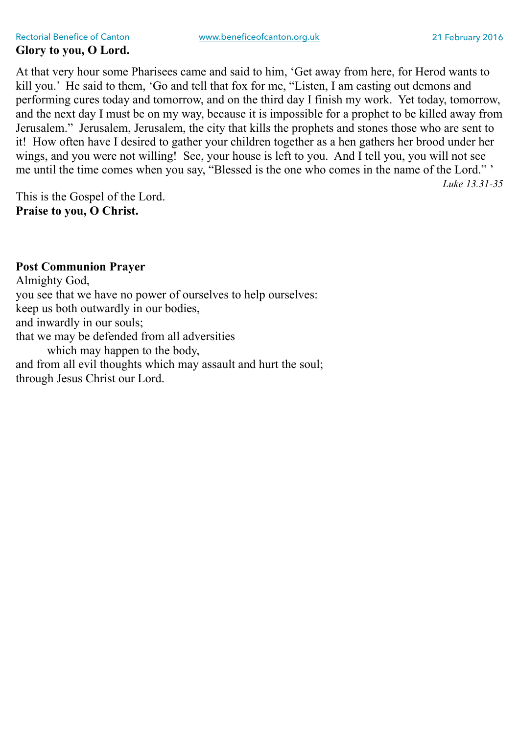**Glory to you, O Lord.**

At that very hour some Pharisees came and said to him, 'Get away from here, for Herod wants to kill you.' He said to them, 'Go and tell that fox for me, "Listen, I am casting out demons and performing cures today and tomorrow, and on the third day I finish my work. Yet today, tomorrow, and the next day I must be on my way, because it is impossible for a prophet to be killed away from Jerusalem." Jerusalem, Jerusalem, the city that kills the prophets and stones those who are sent to it! How often have I desired to gather your children together as a hen gathers her brood under her wings, and you were not willing! See, your house is left to you. And I tell you, you will not see me until the time comes when you say, "Blessed is the one who comes in the name of the Lord." '

*Luke 13.31-35*

This is the Gospel of the Lord.
**Praise to you, O Christ.**

**Post Communion Prayer**

Almighty God,
you see that we have no power of ourselves to help ourselves:
keep us both outwardly in our bodies,
and inwardly in our souls;
that we may be defended from all adversities
which may happen to the body,
and from all evil thoughts which may assault and hurt the soul;
through Jesus Christ our Lord.